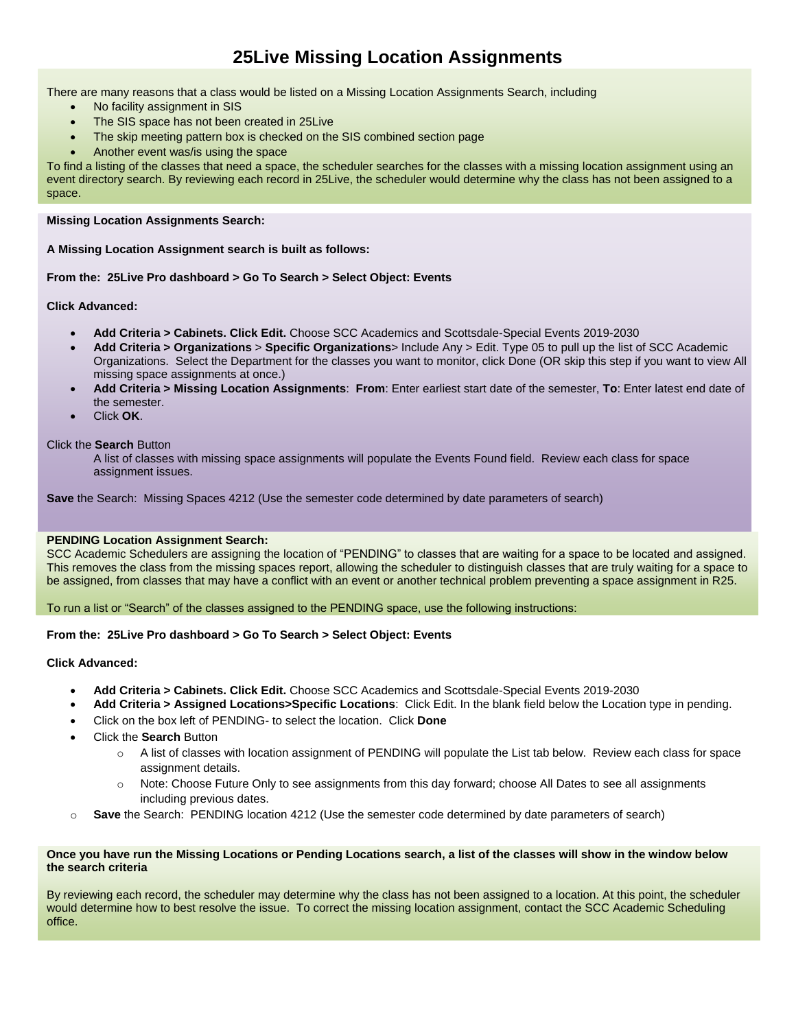# 25Live Missing Location Assignments

There are many reasons that a class would be listed on a Missing Location Assignments Search, including

- No facility assignment in SIS
- The SIS space has not been created in 25Live
- The skip meeting pattern box is checked on the SIS combined section page
- Another event was/is using the space

To find a listing of the classes that need a space, the scheduler searches for the classes with a missing location assignment using an event directory search. By reviewing each record in 25Live, the scheduler would determine why the class has not been assigned to a space.

**Missing Location Assignments Search:**

**A Missing Location Assignment search is built as follows:**

**From the: 25Live Pro dashboard > Go To Search > Select Object: Events**

**Click Advanced:**

- **Add Criteria > Cabinets. Click Edit.** Choose SCC Academics and Scottsdale-Special Events 2019-2030
- **Add Criteria > Organizations** > **Specific Organizations**> Include Any > Edit. Type 05 to pull up the list of SCC Academic Organizations. Select the Department for the classes you want to monitor, click Done (OR skip this step if you want to view All missing space assignments at once.)
- **Add Criteria > Missing Location Assignments**: **From**: Enter earliest start date of the semester, **To**: Enter latest end date of the semester.
- Click **OK**.

Click the **Search** Button

A list of classes with missing space assignments will populate the Events Found field. Review each class for space assignment issues.

**Save** the Search: Missing Spaces 4212 (Use the semester code determined by date parameters of search)

**PENDING Location Assignment Search:**

SCC Academic Schedulers are assigning the location of "PENDING" to classes that are waiting for a space to be located and assigned. This removes the class from the missing spaces report, allowing the scheduler to distinguish classes that are truly waiting for a space to be assigned, from classes that may have a conflict with an event or another technical problem preventing a space assignment in R25.

To run a list or "Search" of the classes assigned to the PENDING space, use the following instructions:

**From the: 25Live Pro dashboard > Go To Search > Select Object: Events**

**Click Advanced:**

- **Add Criteria > Cabinets. Click Edit.** Choose SCC Academics and Scottsdale-Special Events 2019-2030
- **Add Criteria > Assigned Locations>Specific Locations**: Click Edit. In the blank field below the Location type in pending.
- Click on the box left of PENDING- to select the location. Click **Done**
- Click the **Search** Button
  - A list of classes with location assignment of PENDING will populate the List tab below. Review each class for space assignment details.
  - Note: Choose Future Only to see assignments from this day forward; choose All Dates to see all assignments including previous dates.
- **Save** the Search: PENDING location 4212 (Use the semester code determined by date parameters of search)

**Once you have run the Missing Locations or Pending Locations search, a list of the classes will show in the window below the search criteria**

By reviewing each record, the scheduler may determine why the class has not been assigned to a location. At this point, the scheduler would determine how to best resolve the issue. To correct the missing location assignment, contact the SCC Academic Scheduling office.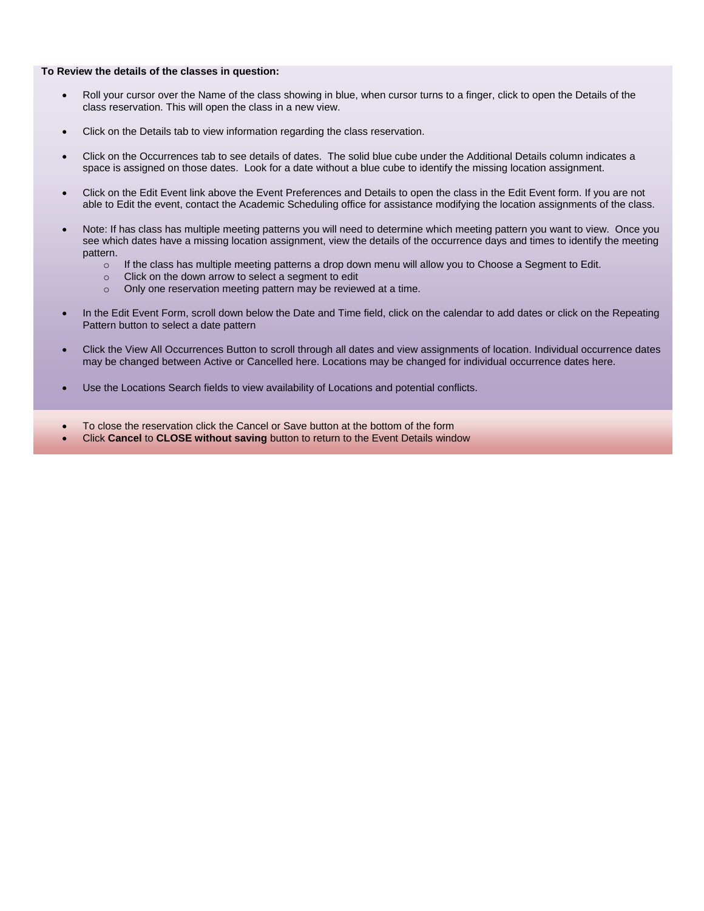**To Review the details of the classes in question:**

- Roll your cursor over the Name of the class showing in blue, when cursor turns to a finger, click to open the Details of the class reservation. This will open the class in a new view.

- Click on the Details tab to view information regarding the class reservation.

- Click on the Occurrences tab to see details of dates. The solid blue cube under the Additional Details column indicates a space is assigned on those dates. Look for a date without a blue cube to identify the missing location assignment.

- Click on the Edit Event link above the Event Preferences and Details to open the class in the Edit Event form. If you are not able to Edit the event, contact the Academic Scheduling office for assistance modifying the location assignments of the class.

- Note: If has class has multiple meeting patterns you will need to determine which meeting pattern you want to view. Once you see which dates have a missing location assignment, view the details of the occurrence days and times to identify the meeting pattern.
  - If the class has multiple meeting patterns a drop down menu will allow you to Choose a Segment to Edit.
  - Click on the down arrow to select a segment to edit
  - Only one reservation meeting pattern may be reviewed at a time.

- In the Edit Event Form, scroll down below the Date and Time field, click on the calendar to add dates or click on the Repeating Pattern button to select a date pattern

- Click the View All Occurrences Button to scroll through all dates and view assignments of location. Individual occurrence dates may be changed between Active or Cancelled here. Locations may be changed for individual occurrence dates here.

- Use the Locations Search fields to view availability of Locations and potential conflicts.

- To close the reservation click the Cancel or Save button at the bottom of the form
- Click **Cancel** to **CLOSE without saving** button to return to the Event Details window